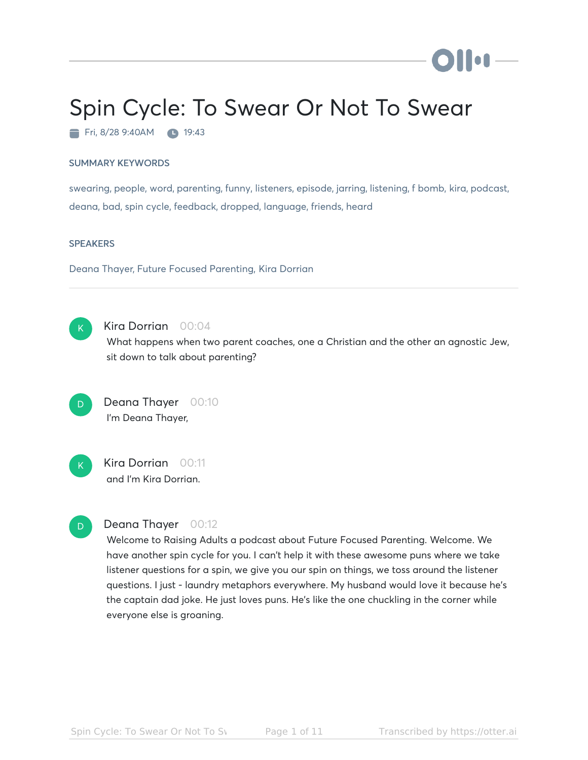# Spin Cycle: To Swear Or Not To Swear

Fri, 8/28 9:40AM  19:43

## SUMMARY KEYWORDS

swearing, people, word, parenting, funny, listeners, episode, jarring, listening, f bomb, kira, podcast, deana, bad, spin cycle, feedback, dropped, language, friends, heard

## SPEAKERS

Deana Thayer, Future Focused Parenting, Kira Dorrian

---

**Kira Dorrian** 00:04
What happens when two parent coaches, one a Christian and the other an agnostic Jew, sit down to talk about parenting?

**Deana Thayer** 00:10
I'm Deana Thayer,

**Kira Dorrian** 00:11
and I'm Kira Dorrian.

**Deana Thayer** 00:12
Welcome to Raising Adults a podcast about Future Focused Parenting. Welcome. We have another spin cycle for you. I can't help it with these awesome puns where we take listener questions for a spin, we give you our spin on things, we toss around the listener questions. I just - laundry metaphors everywhere. My husband would love it because he's the captain dad joke. He just loves puns. He's like the one chuckling in the corner while everyone else is groaning.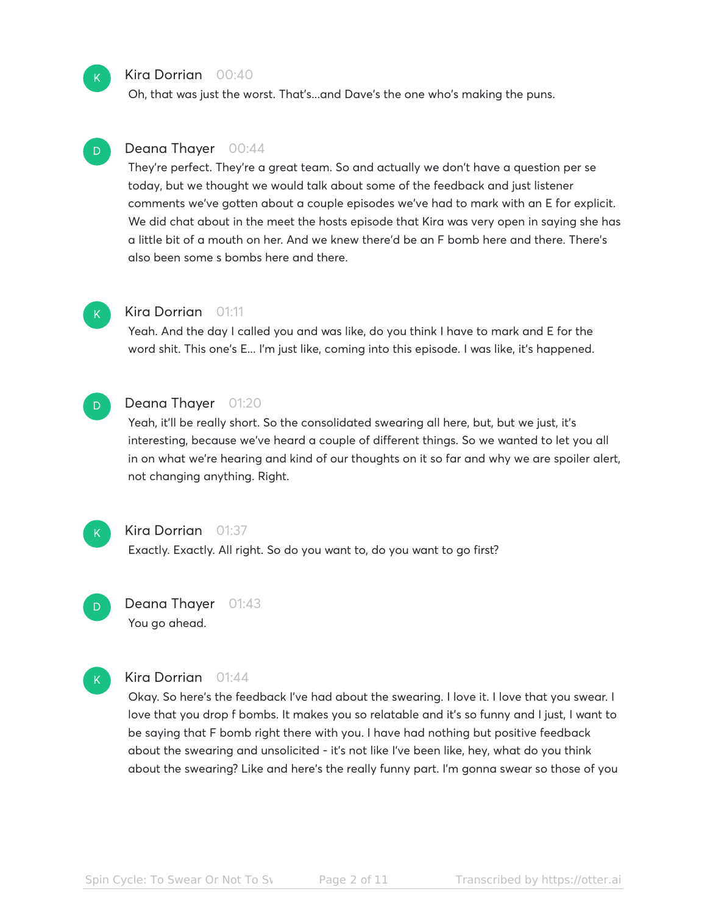**Kira Dorrian** 00:40

Oh, that was just the worst. That's...and Dave's the one who's making the puns.

**Deana Thayer** 00:44

They're perfect. They're a great team. So and actually we don't have a question per se today, but we thought we would talk about some of the feedback and just listener comments we've gotten about a couple episodes we've had to mark with an E for explicit. We did chat about in the meet the hosts episode that Kira was very open in saying she has a little bit of a mouth on her. And we knew there'd be an F bomb here and there. There's also been some s bombs here and there.

**Kira Dorrian** 01:11

Yeah. And the day I called you and was like, do you think I have to mark and E for the word shit. This one's E... I'm just like, coming into this episode. I was like, it's happened.

**Deana Thayer** 01:20

Yeah, it'll be really short. So the consolidated swearing all here, but, but we just, it's interesting, because we've heard a couple of different things. So we wanted to let you all in on what we're hearing and kind of our thoughts on it so far and why we are spoiler alert, not changing anything. Right.

**Kira Dorrian** 01:37

Exactly. Exactly. All right. So do you want to, do you want to go first?

**Deana Thayer** 01:43

You go ahead.

**Kira Dorrian** 01:44

Okay. So here's the feedback I've had about the swearing. I love it. I love that you swear. I love that you drop f bombs. It makes you so relatable and it's so funny and I just, I want to be saying that F bomb right there with you. I have had nothing but positive feedback about the swearing and unsolicited - it's not like I've been like, hey, what do you think about the swearing? Like and here's the really funny part. I'm gonna swear so those of you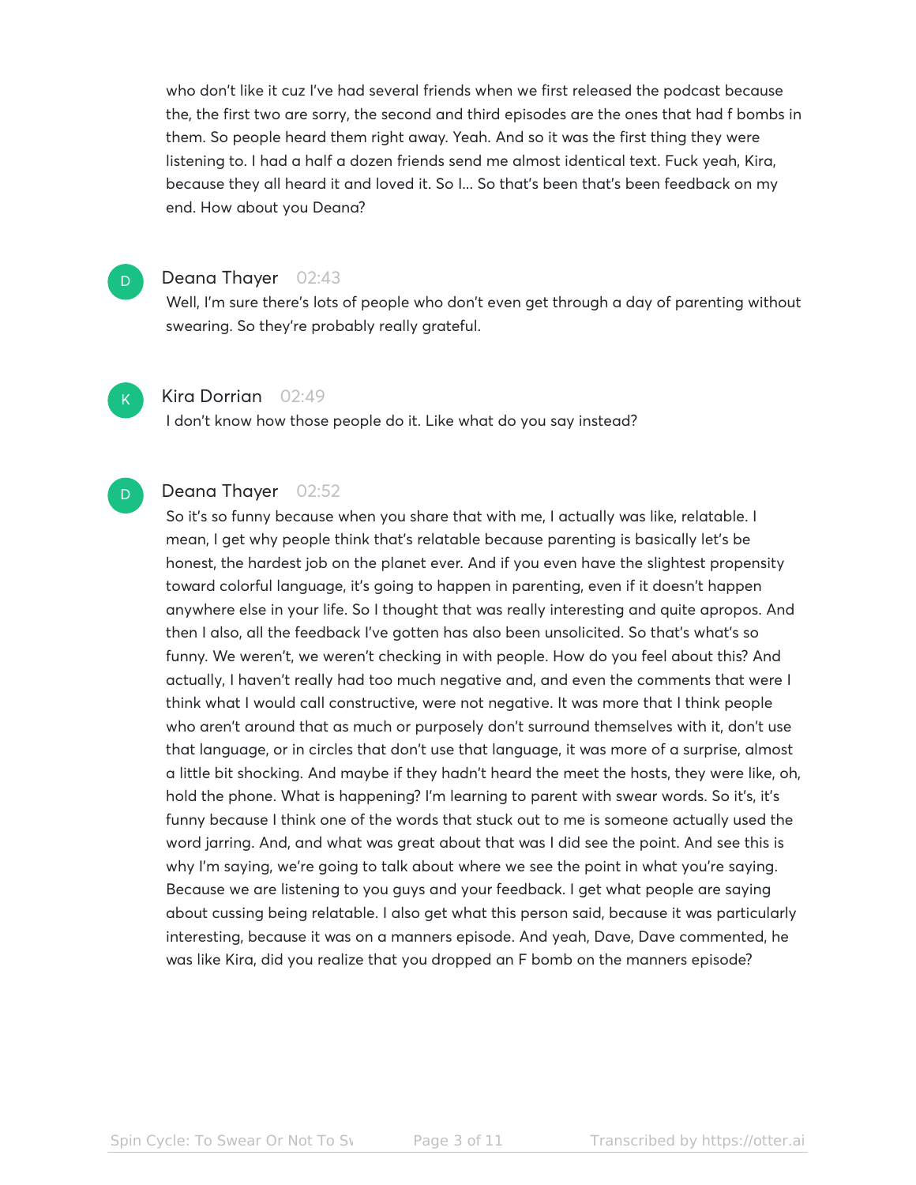who don't like it cuz I've had several friends when we first released the podcast because the, the first two are sorry, the second and third episodes are the ones that had f bombs in them. So people heard them right away. Yeah. And so it was the first thing they were listening to. I had a half a dozen friends send me almost identical text. Fuck yeah, Kira, because they all heard it and loved it. So I... So that's been that's been feedback on my end. How about you Deana?

**Deana Thayer** 02:43

Well, I'm sure there's lots of people who don't even get through a day of parenting without swearing. So they're probably really grateful.

**Kira Dorrian** 02:49

I don't know how those people do it. Like what do you say instead?

**Deana Thayer** 02:52

So it's so funny because when you share that with me, I actually was like, relatable. I mean, I get why people think that's relatable because parenting is basically let's be honest, the hardest job on the planet ever. And if you even have the slightest propensity toward colorful language, it's going to happen in parenting, even if it doesn't happen anywhere else in your life. So I thought that was really interesting and quite apropos. And then I also, all the feedback I've gotten has also been unsolicited. So that's what's so funny. We weren't, we weren't checking in with people. How do you feel about this? And actually, I haven't really had too much negative and, and even the comments that were I think what I would call constructive, were not negative. It was more that I think people who aren't around that as much or purposely don't surround themselves with it, don't use that language, or in circles that don't use that language, it was more of a surprise, almost a little bit shocking. And maybe if they hadn't heard the meet the hosts, they were like, oh, hold the phone. What is happening? I'm learning to parent with swear words. So it's, it's funny because I think one of the words that stuck out to me is someone actually used the word jarring. And, and what was great about that was I did see the point. And see this is why I'm saying, we're going to talk about where we see the point in what you're saying. Because we are listening to you guys and your feedback. I get what people are saying about cussing being relatable. I also get what this person said, because it was particularly interesting, because it was on a manners episode. And yeah, Dave, Dave commented, he was like Kira, did you realize that you dropped an F bomb on the manners episode?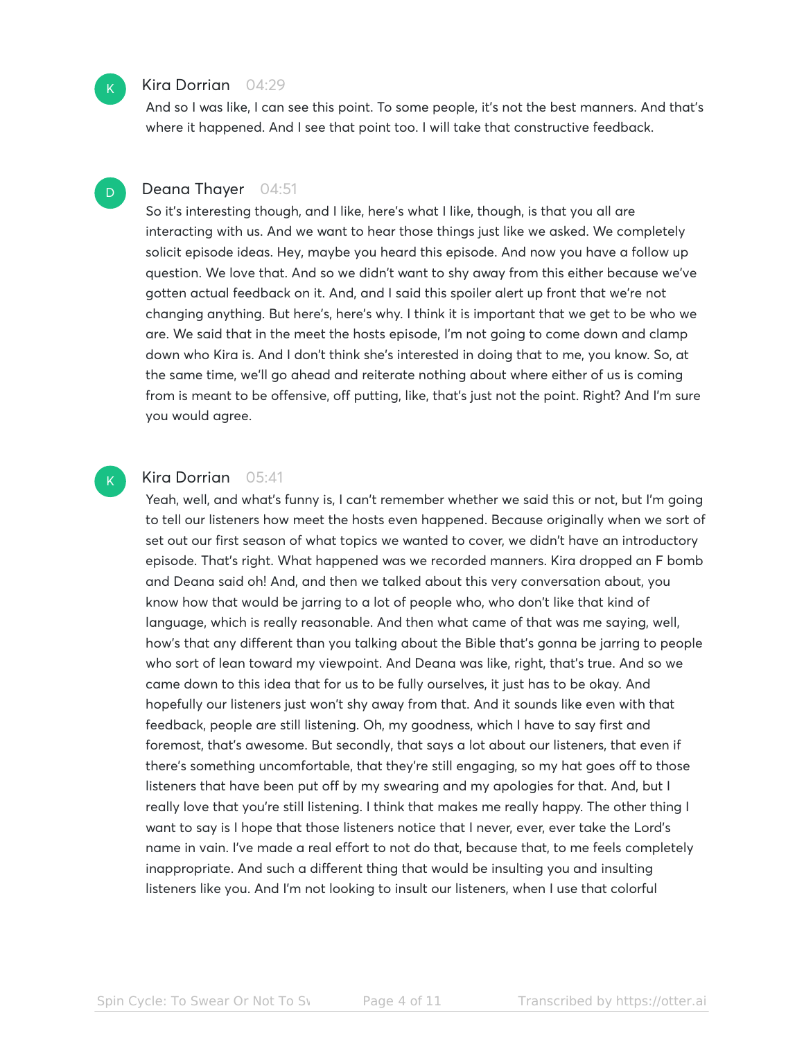**Kira Dorrian** 04:29

And so I was like, I can see this point. To some people, it's not the best manners. And that's where it happened. And I see that point too. I will take that constructive feedback.

**Deana Thayer** 04:51

So it's interesting though, and I like, here's what I like, though, is that you all are interacting with us. And we want to hear those things just like we asked. We completely solicit episode ideas. Hey, maybe you heard this episode. And now you have a follow up question. We love that. And so we didn't want to shy away from this either because we've gotten actual feedback on it. And, and I said this spoiler alert up front that we're not changing anything. But here's, here's why. I think it is important that we get to be who we are. We said that in the meet the hosts episode, I'm not going to come down and clamp down who Kira is. And I don't think she's interested in doing that to me, you know. So, at the same time, we'll go ahead and reiterate nothing about where either of us is coming from is meant to be offensive, off putting, like, that's just not the point. Right? And I'm sure you would agree.

**Kira Dorrian** 05:41

Yeah, well, and what's funny is, I can't remember whether we said this or not, but I'm going to tell our listeners how meet the hosts even happened. Because originally when we sort of set out our first season of what topics we wanted to cover, we didn't have an introductory episode. That's right. What happened was we recorded manners. Kira dropped an F bomb and Deana said oh! And, and then we talked about this very conversation about, you know how that would be jarring to a lot of people who, who don't like that kind of language, which is really reasonable. And then what came of that was me saying, well, how's that any different than you talking about the Bible that's gonna be jarring to people who sort of lean toward my viewpoint. And Deana was like, right, that's true. And so we came down to this idea that for us to be fully ourselves, it just has to be okay. And hopefully our listeners just won't shy away from that. And it sounds like even with that feedback, people are still listening. Oh, my goodness, which I have to say first and foremost, that's awesome. But secondly, that says a lot about our listeners, that even if there's something uncomfortable, that they're still engaging, so my hat goes off to those listeners that have been put off by my swearing and my apologies for that. And, but I really love that you're still listening. I think that makes me really happy. The other thing I want to say is I hope that those listeners notice that I never, ever, ever take the Lord's name in vain. I've made a real effort to not do that, because that, to me feels completely inappropriate. And such a different thing that would be insulting you and insulting listeners like you. And I'm not looking to insult our listeners, when I use that colorful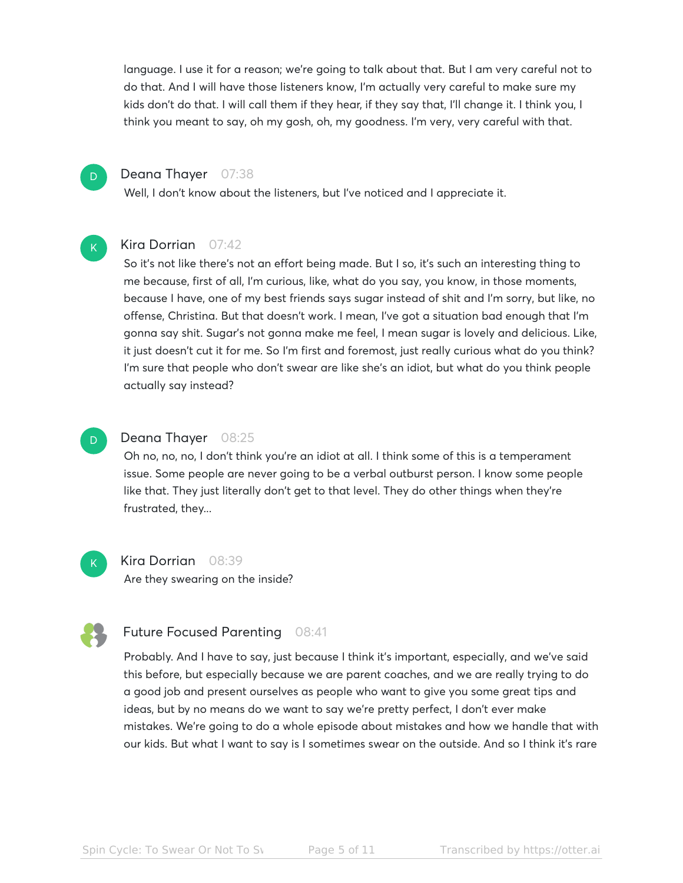language. I use it for a reason; we're going to talk about that. But I am very careful not to do that. And I will have those listeners know, I'm actually very careful to make sure my kids don't do that. I will call them if they hear, if they say that, I'll change it. I think you, I think you meant to say, oh my gosh, oh, my goodness. I'm very, very careful with that.

**Deana Thayer** 07:38

Well, I don't know about the listeners, but I've noticed and I appreciate it.

**Kira Dorrian** 07:42

So it's not like there's not an effort being made. But I so, it's such an interesting thing to me because, first of all, I'm curious, like, what do you say, you know, in those moments, because I have, one of my best friends says sugar instead of shit and I'm sorry, but like, no offense, Christina. But that doesn't work. I mean, I've got a situation bad enough that I'm gonna say shit. Sugar's not gonna make me feel, I mean sugar is lovely and delicious. Like, it just doesn't cut it for me. So I'm first and foremost, just really curious what do you think? I'm sure that people who don't swear are like she's an idiot, but what do you think people actually say instead?

**Deana Thayer** 08:25

Oh no, no, no, I don't think you're an idiot at all. I think some of this is a temperament issue. Some people are never going to be a verbal outburst person. I know some people like that. They just literally don't get to that level. They do other things when they're frustrated, they...

**Kira Dorrian** 08:39

Are they swearing on the inside?

**Future Focused Parenting** 08:41

Probably. And I have to say, just because I think it's important, especially, and we've said this before, but especially because we are parent coaches, and we are really trying to do a good job and present ourselves as people who want to give you some great tips and ideas, but by no means do we want to say we're pretty perfect, I don't ever make mistakes. We're going to do a whole episode about mistakes and how we handle that with our kids. But what I want to say is I sometimes swear on the outside. And so I think it's rare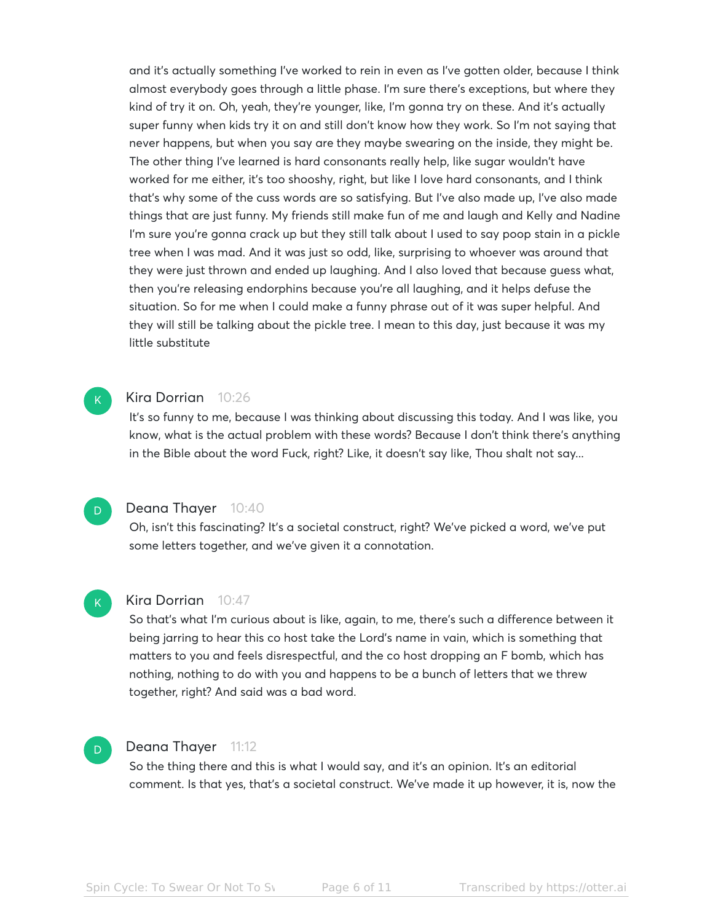and it's actually something I've worked to rein in even as I've gotten older, because I think almost everybody goes through a little phase. I'm sure there's exceptions, but where they kind of try it on. Oh, yeah, they're younger, like, I'm gonna try on these. And it's actually super funny when kids try it on and still don't know how they work. So I'm not saying that never happens, but when you say are they maybe swearing on the inside, they might be. The other thing I've learned is hard consonants really help, like sugar wouldn't have worked for me either, it's too shooshy, right, but like I love hard consonants, and I think that's why some of the cuss words are so satisfying. But I've also made up, I've also made things that are just funny. My friends still make fun of me and laugh and Kelly and Nadine I'm sure you're gonna crack up but they still talk about I used to say poop stain in a pickle tree when I was mad. And it was just so odd, like, surprising to whoever was around that they were just thrown and ended up laughing. And I also loved that because guess what, then you're releasing endorphins because you're all laughing, and it helps defuse the situation. So for me when I could make a funny phrase out of it was super helpful. And they will still be talking about the pickle tree. I mean to this day, just because it was my little substitute

**Kira Dorrian** 10:26

It's so funny to me, because I was thinking about discussing this today. And I was like, you know, what is the actual problem with these words? Because I don't think there's anything in the Bible about the word Fuck, right? Like, it doesn't say like, Thou shalt not say...

**Deana Thayer** 10:40

Oh, isn't this fascinating? It's a societal construct, right? We've picked a word, we've put some letters together, and we've given it a connotation.

**Kira Dorrian** 10:47

So that's what I'm curious about is like, again, to me, there's such a difference between it being jarring to hear this co host take the Lord's name in vain, which is something that matters to you and feels disrespectful, and the co host dropping an F bomb, which has nothing, nothing to do with you and happens to be a bunch of letters that we threw together, right? And said was a bad word.

**Deana Thayer** 11:12

So the thing there and this is what I would say, and it's an opinion. It's an editorial comment. Is that yes, that's a societal construct. We've made it up however, it is, now the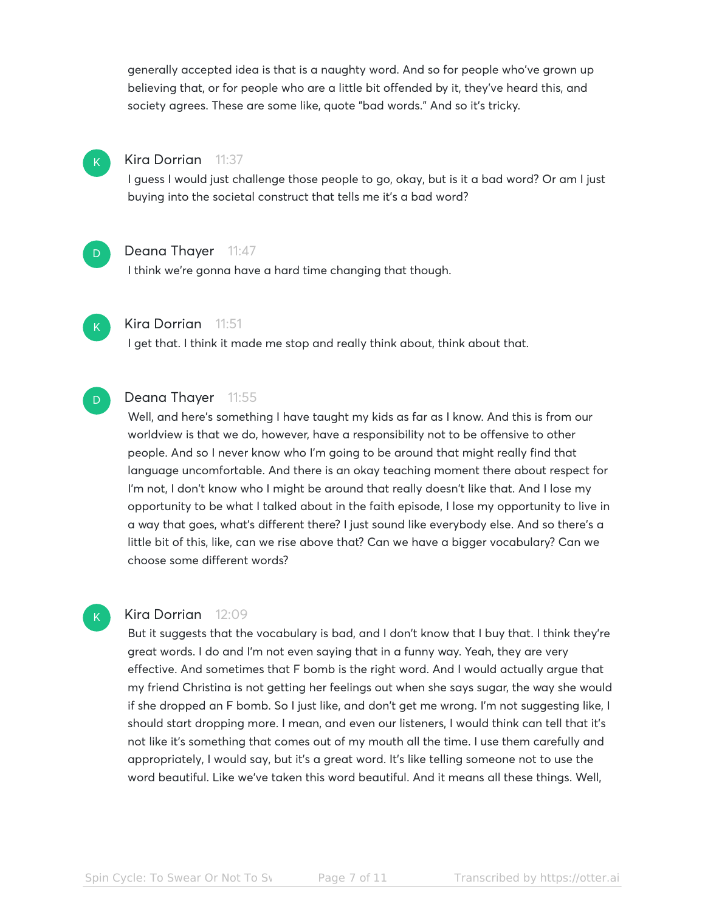generally accepted idea is that is a naughty word. And so for people who've grown up believing that, or for people who are a little bit offended by it, they've heard this, and society agrees. These are some like, quote "bad words." And so it's tricky.

**Kira Dorrian** 11:37

I guess I would just challenge those people to go, okay, but is it a bad word? Or am I just buying into the societal construct that tells me it's a bad word?

**Deana Thayer** 11:47

I think we're gonna have a hard time changing that though.

**Kira Dorrian** 11:51

I get that. I think it made me stop and really think about, think about that.

**Deana Thayer** 11:55

Well, and here's something I have taught my kids as far as I know. And this is from our worldview is that we do, however, have a responsibility not to be offensive to other people. And so I never know who I'm going to be around that might really find that language uncomfortable. And there is an okay teaching moment there about respect for I'm not, I don't know who I might be around that really doesn't like that. And I lose my opportunity to be what I talked about in the faith episode, I lose my opportunity to live in a way that goes, what's different there? I just sound like everybody else. And so there's a little bit of this, like, can we rise above that? Can we have a bigger vocabulary? Can we choose some different words?

**Kira Dorrian** 12:09

But it suggests that the vocabulary is bad, and I don't know that I buy that. I think they're great words. I do and I'm not even saying that in a funny way. Yeah, they are very effective. And sometimes that F bomb is the right word. And I would actually argue that my friend Christina is not getting her feelings out when she says sugar, the way she would if she dropped an F bomb. So I just like, and don't get me wrong. I'm not suggesting like, I should start dropping more. I mean, and even our listeners, I would think can tell that it's not like it's something that comes out of my mouth all the time. I use them carefully and appropriately, I would say, but it's a great word. It's like telling someone not to use the word beautiful. Like we've taken this word beautiful. And it means all these things. Well,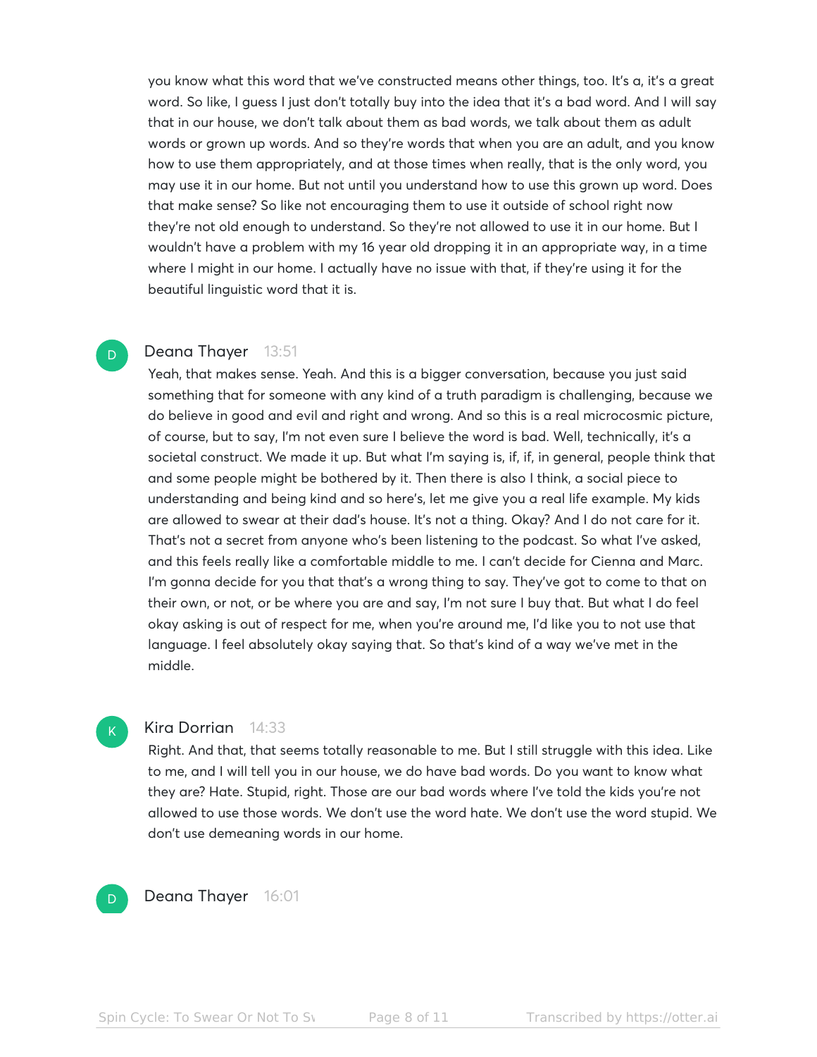you know what this word that we've constructed means other things, too. It's a, it's a great word. So like, I guess I just don't totally buy into the idea that it's a bad word. And I will say that in our house, we don't talk about them as bad words, we talk about them as adult words or grown up words. And so they're words that when you are an adult, and you know how to use them appropriately, and at those times when really, that is the only word, you may use it in our home. But not until you understand how to use this grown up word. Does that make sense? So like not encouraging them to use it outside of school right now they're not old enough to understand. So they're not allowed to use it in our home. But I wouldn't have a problem with my 16 year old dropping it in an appropriate way, in a time where I might in our home. I actually have no issue with that, if they're using it for the beautiful linguistic word that it is.

**Deana Thayer** 13:51

Yeah, that makes sense. Yeah. And this is a bigger conversation, because you just said something that for someone with any kind of a truth paradigm is challenging, because we do believe in good and evil and right and wrong. And so this is a real microcosmic picture, of course, but to say, I'm not even sure I believe the word is bad. Well, technically, it's a societal construct. We made it up. But what I'm saying is, if, if, in general, people think that and some people might be bothered by it. Then there is also I think, a social piece to understanding and being kind and so here's, let me give you a real life example. My kids are allowed to swear at their dad's house. It's not a thing. Okay? And I do not care for it. That's not a secret from anyone who's been listening to the podcast. So what I've asked, and this feels really like a comfortable middle to me. I can't decide for Cienna and Marc. I'm gonna decide for you that that's a wrong thing to say. They've got to come to that on their own, or not, or be where you are and say, I'm not sure I buy that. But what I do feel okay asking is out of respect for me, when you're around me, I'd like you to not use that language. I feel absolutely okay saying that. So that's kind of a way we've met in the middle.

**Kira Dorrian** 14:33

Right. And that, that seems totally reasonable to me. But I still struggle with this idea. Like to me, and I will tell you in our house, we do have bad words. Do you want to know what they are? Hate. Stupid, right. Those are our bad words where I've told the kids you're not allowed to use those words. We don't use the word hate. We don't use the word stupid. We don't use demeaning words in our home.

**Deana Thayer** 16:01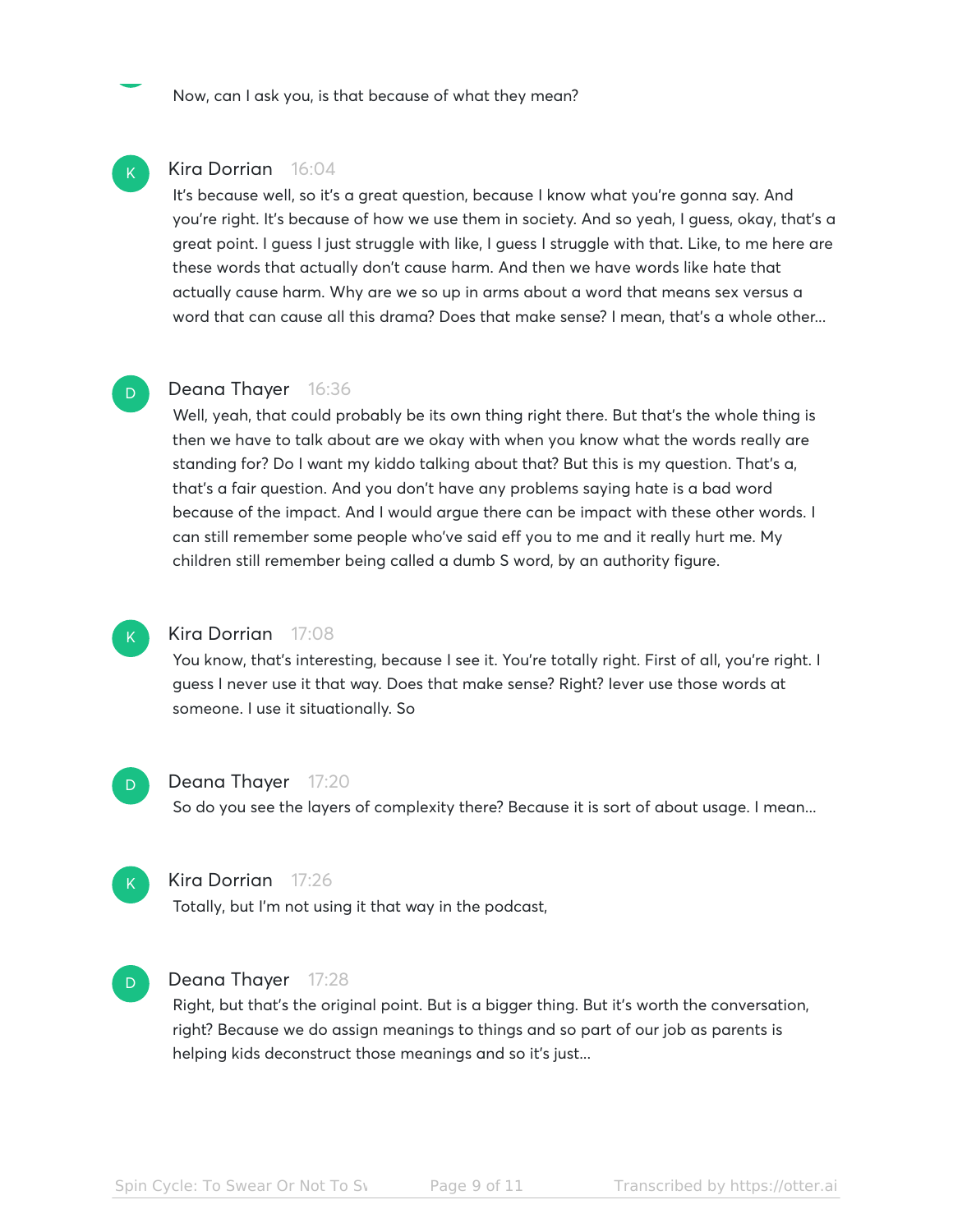Now, can I ask you, is that because of what they mean?

**Kira Dorrian** 16:04

It's because well, so it's a great question, because I know what you're gonna say. And you're right. It's because of how we use them in society. And so yeah, I guess, okay, that's a great point. I guess I just struggle with like, I guess I struggle with that. Like, to me here are these words that actually don't cause harm. And then we have words like hate that actually cause harm. Why are we so up in arms about a word that means sex versus a word that can cause all this drama? Does that make sense? I mean, that's a whole other...

**Deana Thayer** 16:36

Well, yeah, that could probably be its own thing right there. But that's the whole thing is then we have to talk about are we okay with when you know what the words really are standing for? Do I want my kiddo talking about that? But this is my question. That's a, that's a fair question. And you don't have any problems saying hate is a bad word because of the impact. And I would argue there can be impact with these other words. I can still remember some people who've said eff you to me and it really hurt me. My children still remember being called a dumb S word, by an authority figure.

**Kira Dorrian** 17:08

You know, that's interesting, because I see it. You're totally right. First of all, you're right. I guess I never use it that way. Does that make sense? Right? Iever use those words at someone. I use it situationally. So

**Deana Thayer** 17:20

So do you see the layers of complexity there? Because it is sort of about usage. I mean...

**Kira Dorrian** 17:26

Totally, but I'm not using it that way in the podcast,

**Deana Thayer** 17:28

Right, but that's the original point. But is a bigger thing. But it's worth the conversation, right? Because we do assign meanings to things and so part of our job as parents is helping kids deconstruct those meanings and so it's just...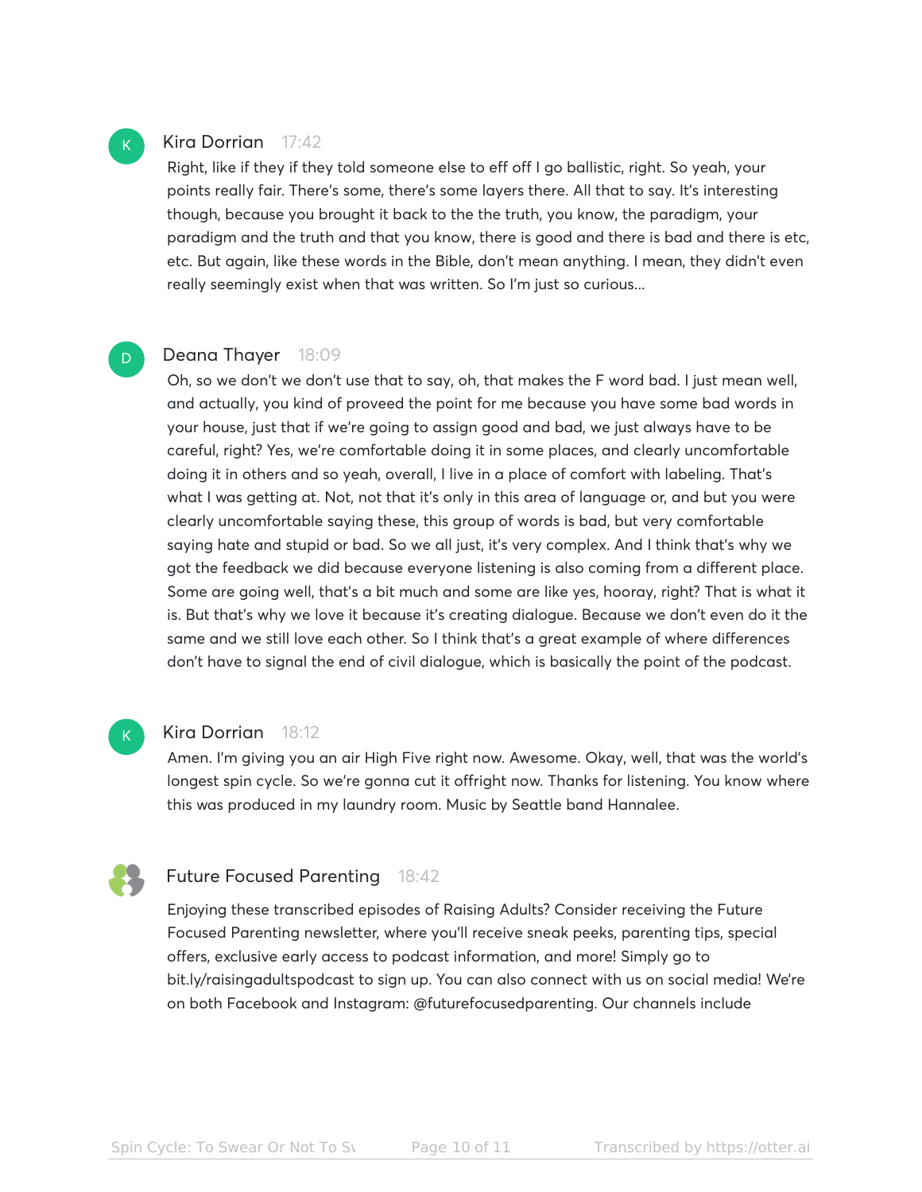**Kira Dorrian** 17:42

Right, like if they if they told someone else to eff off I go ballistic, right. So yeah, your points really fair. There's some, there's some layers there. All that to say. It's interesting though, because you brought it back to the the truth, you know, the paradigm, your paradigm and the truth and that you know, there is good and there is bad and there is etc, etc. But again, like these words in the Bible, don't mean anything. I mean, they didn't even really seemingly exist when that was written. So I'm just so curious...

**Deana Thayer** 18:09

Oh, so we don't we don't use that to say, oh, that makes the F word bad. I just mean well, and actually, you kind of proveed the point for me because you have some bad words in your house, just that if we're going to assign good and bad, we just always have to be careful, right? Yes, we're comfortable doing it in some places, and clearly uncomfortable doing it in others and so yeah, overall, I live in a place of comfort with labeling. That's what I was getting at. Not, not that it's only in this area of language or, and but you were clearly uncomfortable saying these, this group of words is bad, but very comfortable saying hate and stupid or bad. So we all just, it's very complex. And I think that's why we got the feedback we did because everyone listening is also coming from a different place. Some are going well, that's a bit much and some are like yes, hooray, right? That is what it is. But that's why we love it because it's creating dialogue. Because we don't even do it the same and we still love each other. So I think that's a great example of where differences don't have to signal the end of civil dialogue, which is basically the point of the podcast.

**Kira Dorrian** 18:12

Amen. I'm giving you an air High Five right now. Awesome. Okay, well, that was the world's longest spin cycle. So we're gonna cut it offright now. Thanks for listening. You know where this was produced in my laundry room. Music by Seattle band Hannalee.

**Future Focused Parenting** 18:42

Enjoying these transcribed episodes of Raising Adults? Consider receiving the Future Focused Parenting newsletter, where you'll receive sneak peeks, parenting tips, special offers, exclusive early access to podcast information, and more! Simply go to bit.ly/raisingadultspodcast to sign up. You can also connect with us on social media! We're on both Facebook and Instagram: @futurefocusedparenting. Our channels include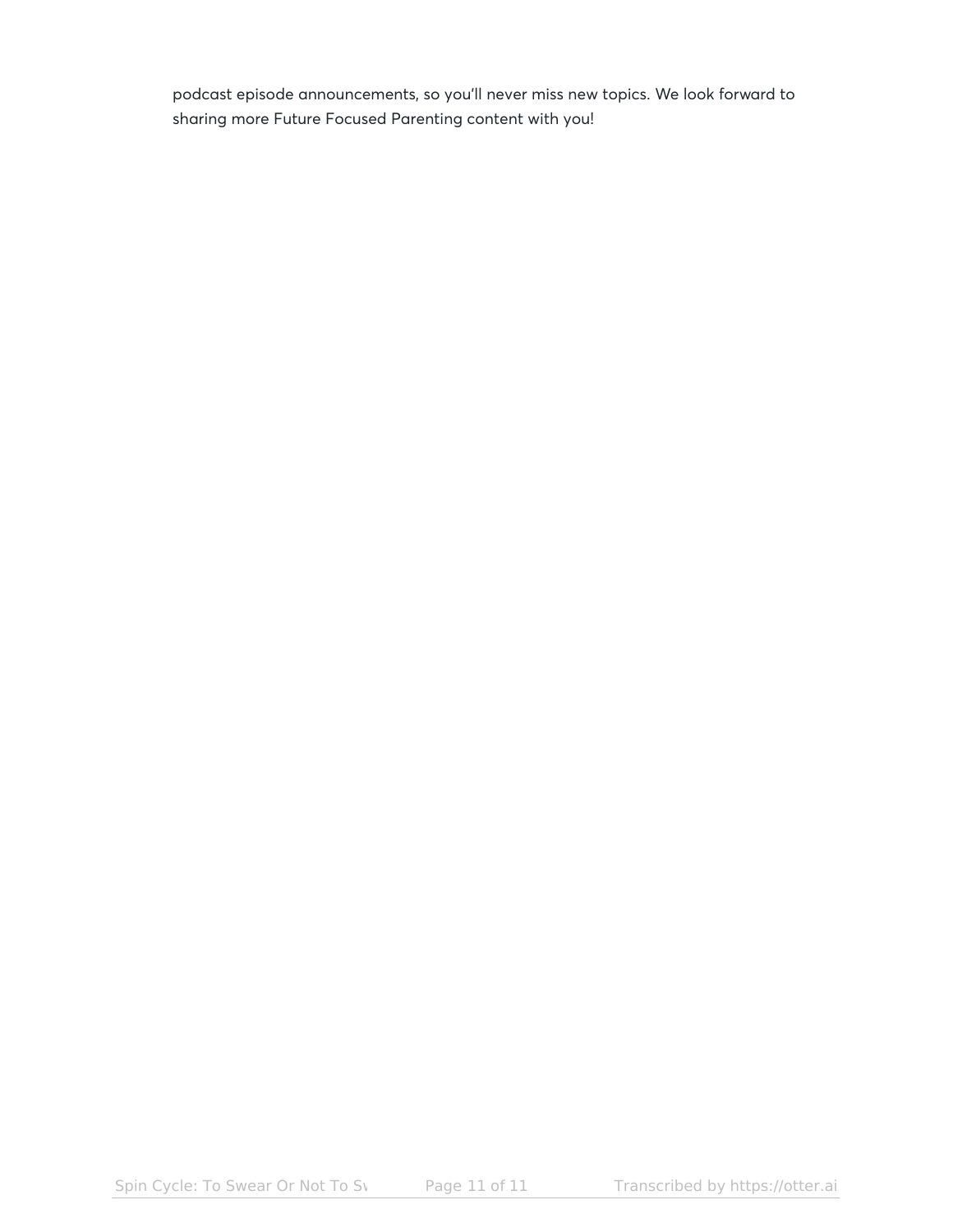podcast episode announcements, so you'll never miss new topics. We look forward to sharing more Future Focused Parenting content with you!